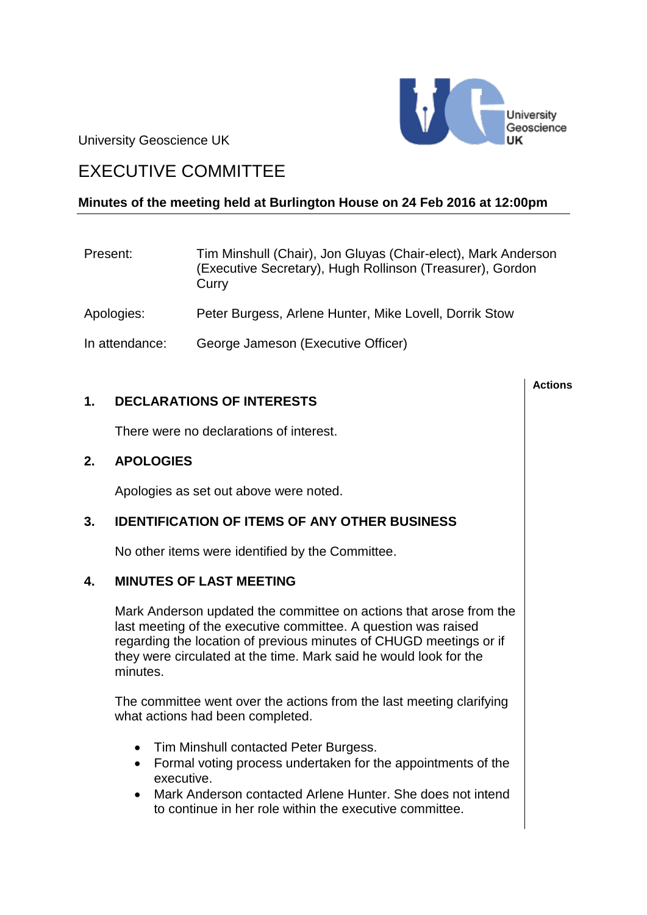University Geoscience UK

# EXECUTIVE COMMITTEE

**Minutes of the meeting held at Burlington House on 24 Feb 2016 at 12:00pm**

| | |
|---|---|
| Present: | Tim Minshull (Chair), Jon Gluyas (Chair-elect), Mark Anderson (Executive Secretary), Hugh Rollinson (Treasurer), Gordon Curry |
| Apologies: | Peter Burgess, Arlene Hunter, Mike Lovell, Dorrik Stow |
| In attendance: | George Jameson (Executive Officer) |

**Actions**

## 1. DECLARATIONS OF INTERESTS

There were no declarations of interest.

## 2. APOLOGIES

Apologies as set out above were noted.

## 3. IDENTIFICATION OF ITEMS OF ANY OTHER BUSINESS

No other items were identified by the Committee.

## 4. MINUTES OF LAST MEETING

Mark Anderson updated the committee on actions that arose from the last meeting of the executive committee. A question was raised regarding the location of previous minutes of CHUGD meetings or if they were circulated at the time. Mark said he would look for the minutes.

The committee went over the actions from the last meeting clarifying what actions had been completed.

- Tim Minshull contacted Peter Burgess.
- Formal voting process undertaken for the appointments of the executive.
- Mark Anderson contacted Arlene Hunter. She does not intend to continue in her role within the executive committee.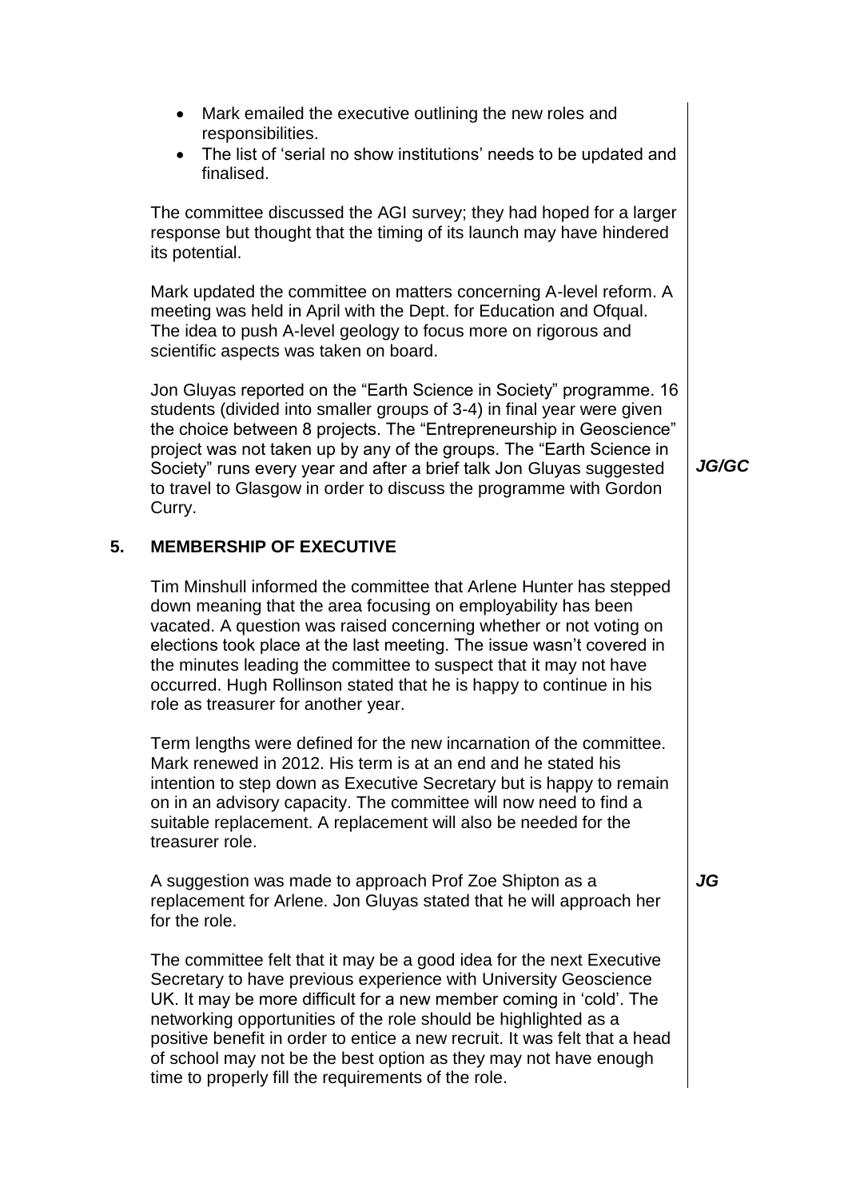- Mark emailed the executive outlining the new roles and responsibilities.
- The list of 'serial no show institutions' needs to be updated and finalised.

The committee discussed the AGI survey; they had hoped for a larger response but thought that the timing of its launch may have hindered its potential.

Mark updated the committee on matters concerning A-level reform. A meeting was held in April with the Dept. for Education and Ofqual. The idea to push A-level geology to focus more on rigorous and scientific aspects was taken on board.

Jon Gluyas reported on the "Earth Science in Society" programme. 16 students (divided into smaller groups of 3-4) in final year were given the choice between 8 projects. The "Entrepreneurship in Geoscience" project was not taken up by any of the groups. The "Earth Science in Society" runs every year and after a brief talk Jon Gluyas suggested to travel to Glasgow in order to discuss the programme with Gordon Curry. ***JG/GC***

## 5. MEMBERSHIP OF EXECUTIVE

Tim Minshull informed the committee that Arlene Hunter has stepped down meaning that the area focusing on employability has been vacated. A question was raised concerning whether or not voting on elections took place at the last meeting. The issue wasn't covered in the minutes leading the committee to suspect that it may not have occurred. Hugh Rollinson stated that he is happy to continue in his role as treasurer for another year.

Term lengths were defined for the new incarnation of the committee. Mark renewed in 2012. His term is at an end and he stated his intention to step down as Executive Secretary but is happy to remain on in an advisory capacity. The committee will now need to find a suitable replacement. A replacement will also be needed for the treasurer role.

A suggestion was made to approach Prof Zoe Shipton as a replacement for Arlene. Jon Gluyas stated that he will approach her for the role. ***JG***

The committee felt that it may be a good idea for the next Executive Secretary to have previous experience with University Geoscience UK. It may be more difficult for a new member coming in 'cold'. The networking opportunities of the role should be highlighted as a positive benefit in order to entice a new recruit. It was felt that a head of school may not be the best option as they may not have enough time to properly fill the requirements of the role.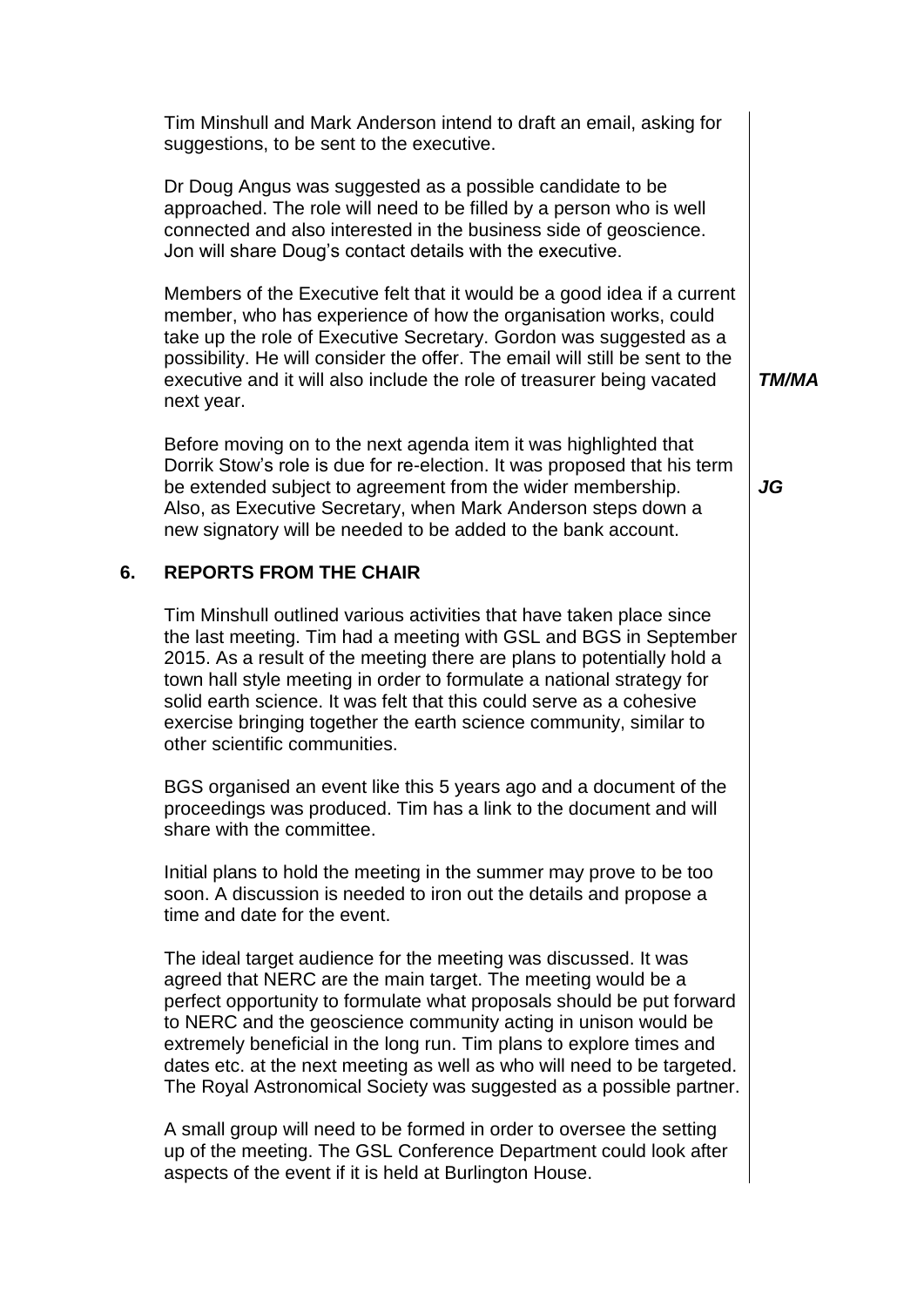Tim Minshull and Mark Anderson intend to draft an email, asking for suggestions, to be sent to the executive.

Dr Doug Angus was suggested as a possible candidate to be approached. The role will need to be filled by a person who is well connected and also interested in the business side of geoscience. Jon will share Doug's contact details with the executive.

Members of the Executive felt that it would be a good idea if a current member, who has experience of how the organisation works, could take up the role of Executive Secretary. Gordon was suggested as a possibility. He will consider the offer. The email will still be sent to the executive and it will also include the role of treasurer being vacated next year. ***TM/MA***

Before moving on to the next agenda item it was highlighted that Dorrik Stow's role is due for re-election. It was proposed that his term be extended subject to agreement from the wider membership. ***JG***
Also, as Executive Secretary, when Mark Anderson steps down a new signatory will be needed to be added to the bank account.

## 6. REPORTS FROM THE CHAIR

Tim Minshull outlined various activities that have taken place since the last meeting. Tim had a meeting with GSL and BGS in September 2015. As a result of the meeting there are plans to potentially hold a town hall style meeting in order to formulate a national strategy for solid earth science. It was felt that this could serve as a cohesive exercise bringing together the earth science community, similar to other scientific communities.

BGS organised an event like this 5 years ago and a document of the proceedings was produced. Tim has a link to the document and will share with the committee.

Initial plans to hold the meeting in the summer may prove to be too soon. A discussion is needed to iron out the details and propose a time and date for the event.

The ideal target audience for the meeting was discussed. It was agreed that NERC are the main target. The meeting would be a perfect opportunity to formulate what proposals should be put forward to NERC and the geoscience community acting in unison would be extremely beneficial in the long run. Tim plans to explore times and dates etc. at the next meeting as well as who will need to be targeted. The Royal Astronomical Society was suggested as a possible partner.

A small group will need to be formed in order to oversee the setting up of the meeting. The GSL Conference Department could look after aspects of the event if it is held at Burlington House.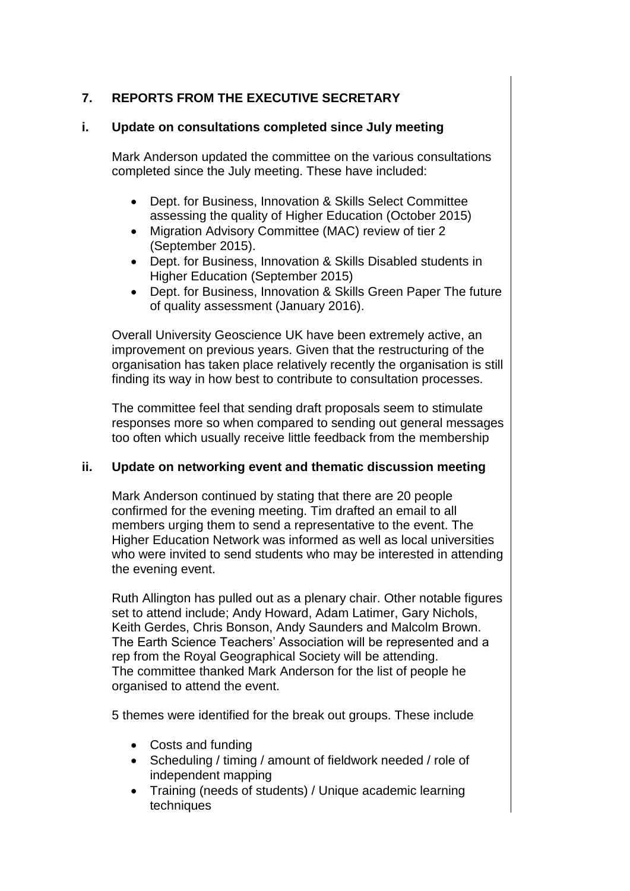## 7. REPORTS FROM THE EXECUTIVE SECRETARY

### i. Update on consultations completed since July meeting

Mark Anderson updated the committee on the various consultations completed since the July meeting. These have included:

- Dept. for Business, Innovation & Skills Select Committee assessing the quality of Higher Education (October 2015)
- Migration Advisory Committee (MAC) review of tier 2 (September 2015).
- Dept. for Business, Innovation & Skills Disabled students in Higher Education (September 2015)
- Dept. for Business, Innovation & Skills Green Paper The future of quality assessment (January 2016).

Overall University Geoscience UK have been extremely active, an improvement on previous years. Given that the restructuring of the organisation has taken place relatively recently the organisation is still finding its way in how best to contribute to consultation processes.

The committee feel that sending draft proposals seem to stimulate responses more so when compared to sending out general messages too often which usually receive little feedback from the membership

### ii. Update on networking event and thematic discussion meeting

Mark Anderson continued by stating that there are 20 people confirmed for the evening meeting. Tim drafted an email to all members urging them to send a representative to the event. The Higher Education Network was informed as well as local universities who were invited to send students who may be interested in attending the evening event.

Ruth Allington has pulled out as a plenary chair. Other notable figures set to attend include; Andy Howard, Adam Latimer, Gary Nichols, Keith Gerdes, Chris Bonson, Andy Saunders and Malcolm Brown. The Earth Science Teachers' Association will be represented and a rep from the Royal Geographical Society will be attending.
The committee thanked Mark Anderson for the list of people he organised to attend the event.

5 themes were identified for the break out groups. These include

- Costs and funding
- Scheduling / timing / amount of fieldwork needed / role of independent mapping
- Training (needs of students) / Unique academic learning techniques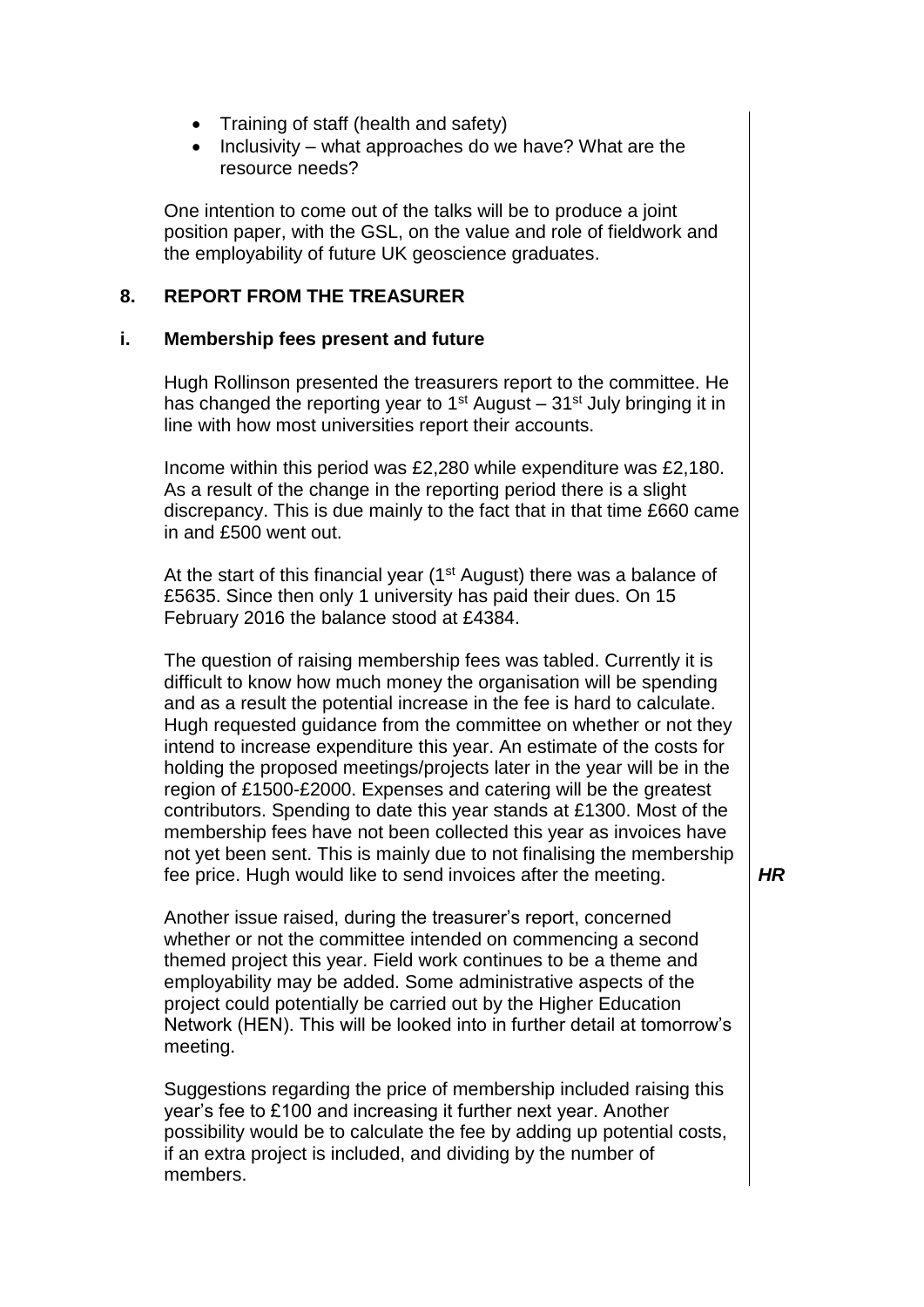- Training of staff (health and safety)
- Inclusivity – what approaches do we have? What are the resource needs?

One intention to come out of the talks will be to produce a joint position paper, with the GSL, on the value and role of fieldwork and the employability of future UK geoscience graduates.

## 8. REPORT FROM THE TREASURER

### i. Membership fees present and future

Hugh Rollinson presented the treasurers report to the committee. He has changed the reporting year to 1st August – 31st July bringing it in line with how most universities report their accounts.

Income within this period was £2,280 while expenditure was £2,180. As a result of the change in the reporting period there is a slight discrepancy. This is due mainly to the fact that in that time £660 came in and £500 went out.

At the start of this financial year (1st August) there was a balance of £5635. Since then only 1 university has paid their dues. On 15 February 2016 the balance stood at £4384.

The question of raising membership fees was tabled. Currently it is difficult to know how much money the organisation will be spending and as a result the potential increase in the fee is hard to calculate. Hugh requested guidance from the committee on whether or not they intend to increase expenditure this year. An estimate of the costs for holding the proposed meetings/projects later in the year will be in the region of £1500-£2000. Expenses and catering will be the greatest contributors. Spending to date this year stands at £1300. Most of the membership fees have not been collected this year as invoices have not yet been sent. This is mainly due to not finalising the membership fee price. Hugh would like to send invoices after the meeting. ***HR***

Another issue raised, during the treasurer's report, concerned whether or not the committee intended on commencing a second themed project this year. Field work continues to be a theme and employability may be added. Some administrative aspects of the project could potentially be carried out by the Higher Education Network (HEN). This will be looked into in further detail at tomorrow's meeting.

Suggestions regarding the price of membership included raising this year's fee to £100 and increasing it further next year. Another possibility would be to calculate the fee by adding up potential costs, if an extra project is included, and dividing by the number of members.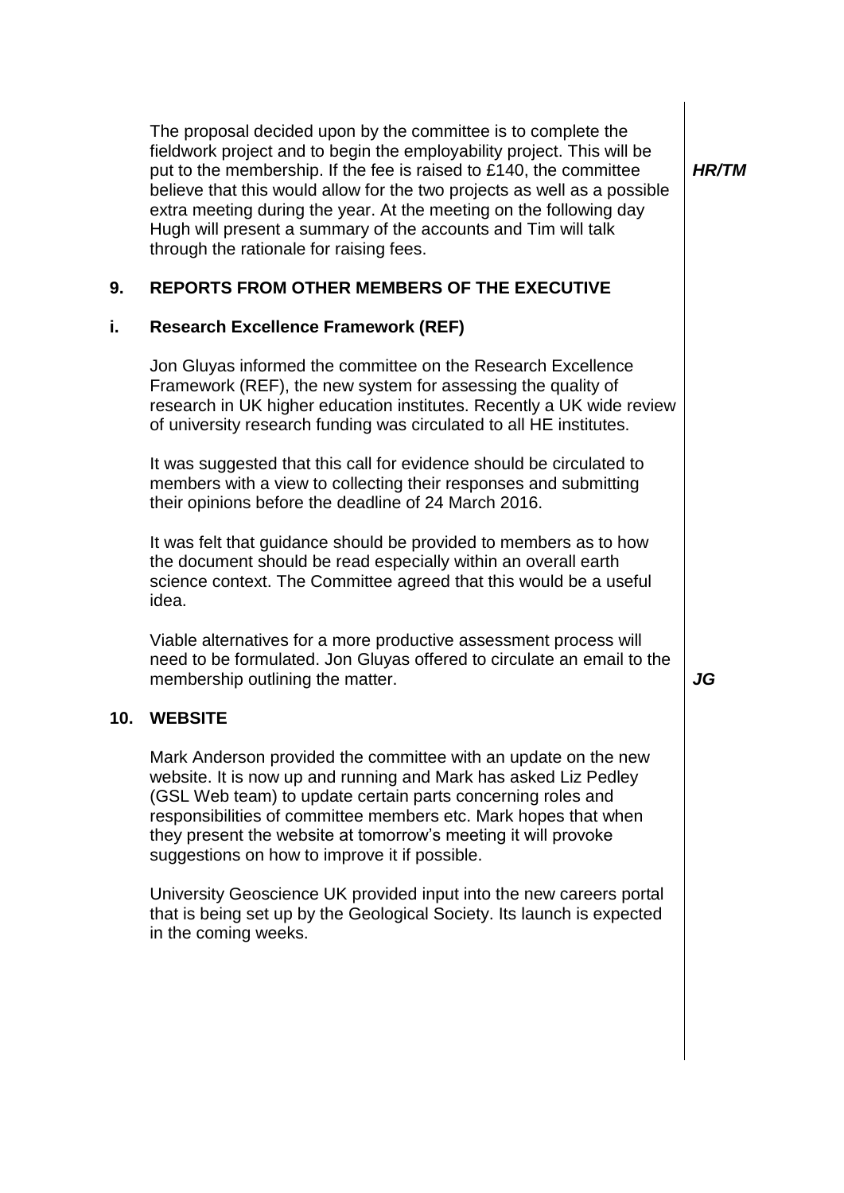The proposal decided upon by the committee is to complete the fieldwork project and to begin the employability project. This will be put to the membership. If the fee is raised to £140, the committee believe that this would allow for the two projects as well as a possible extra meeting during the year. At the meeting on the following day Hugh will present a summary of the accounts and Tim will talk through the rationale for raising fees. ***HR/TM***

## 9. REPORTS FROM OTHER MEMBERS OF THE EXECUTIVE

### i. Research Excellence Framework (REF)

Jon Gluyas informed the committee on the Research Excellence Framework (REF), the new system for assessing the quality of research in UK higher education institutes. Recently a UK wide review of university research funding was circulated to all HE institutes.

It was suggested that this call for evidence should be circulated to members with a view to collecting their responses and submitting their opinions before the deadline of 24 March 2016.

It was felt that guidance should be provided to members as to how the document should be read especially within an overall earth science context. The Committee agreed that this would be a useful idea.

Viable alternatives for a more productive assessment process will need to be formulated. Jon Gluyas offered to circulate an email to the membership outlining the matter. ***JG***

## 10. WEBSITE

Mark Anderson provided the committee with an update on the new website. It is now up and running and Mark has asked Liz Pedley (GSL Web team) to update certain parts concerning roles and responsibilities of committee members etc. Mark hopes that when they present the website at tomorrow's meeting it will provoke suggestions on how to improve it if possible.

University Geoscience UK provided input into the new careers portal that is being set up by the Geological Society. Its launch is expected in the coming weeks.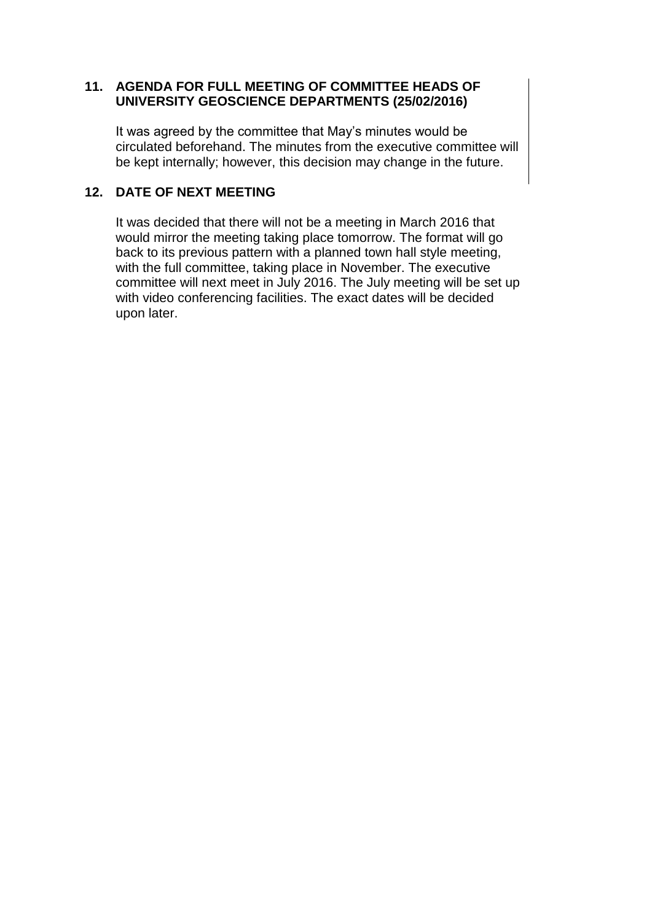## 11. AGENDA FOR FULL MEETING OF COMMITTEE HEADS OF UNIVERSITY GEOSCIENCE DEPARTMENTS (25/02/2016)

It was agreed by the committee that May's minutes would be circulated beforehand. The minutes from the executive committee will be kept internally; however, this decision may change in the future.

## 12. DATE OF NEXT MEETING

It was decided that there will not be a meeting in March 2016 that would mirror the meeting taking place tomorrow. The format will go back to its previous pattern with a planned town hall style meeting, with the full committee, taking place in November. The executive committee will next meet in July 2016. The July meeting will be set up with video conferencing facilities. The exact dates will be decided upon later.